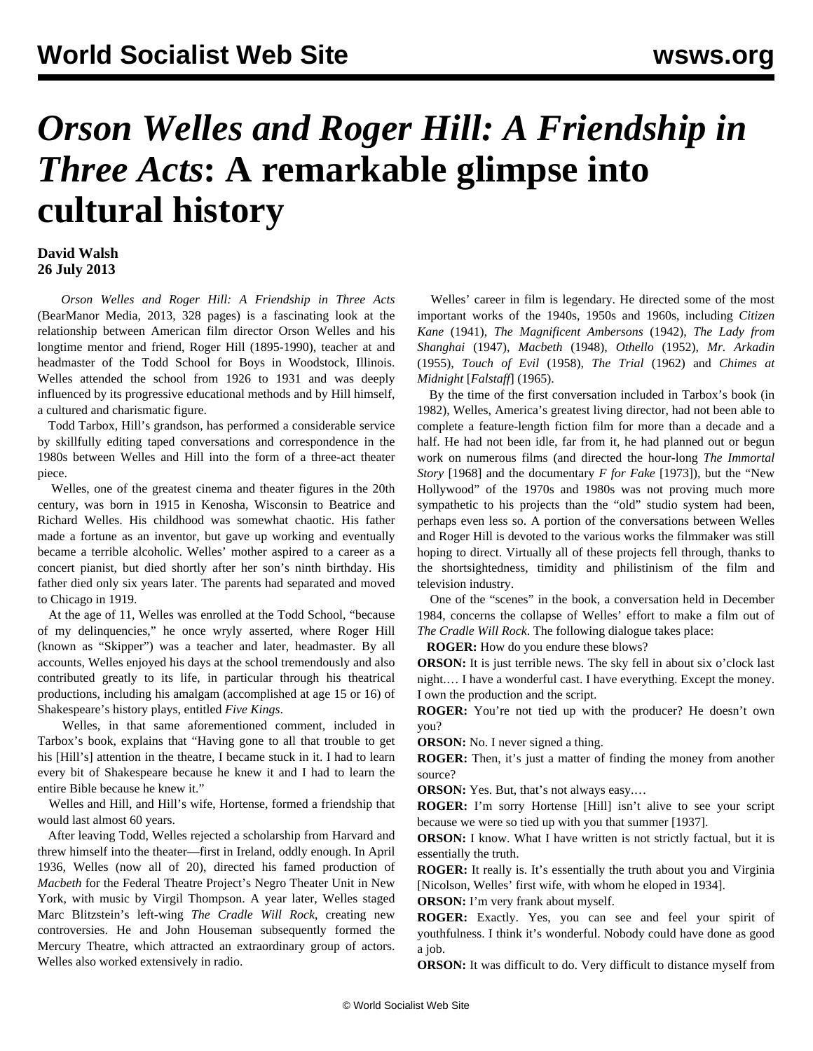# *Orson Welles and Roger Hill: A Friendship in Three Acts*: A remarkable glimpse into cultural history

**David Walsh**
**26 July 2013**

*Orson Welles and Roger Hill: A Friendship in Three Acts* (BearManor Media, 2013, 328 pages) is a fascinating look at the relationship between American film director Orson Welles and his longtime mentor and friend, Roger Hill (1895-1990), teacher at and headmaster of the Todd School for Boys in Woodstock, Illinois. Welles attended the school from 1926 to 1931 and was deeply influenced by its progressive educational methods and by Hill himself, a cultured and charismatic figure.

Todd Tarbox, Hill's grandson, has performed a considerable service by skillfully editing taped conversations and correspondence in the 1980s between Welles and Hill into the form of a three-act theater piece.

Welles, one of the greatest cinema and theater figures in the 20th century, was born in 1915 in Kenosha, Wisconsin to Beatrice and Richard Welles. His childhood was somewhat chaotic. His father made a fortune as an inventor, but gave up working and eventually became a terrible alcoholic. Welles' mother aspired to a career as a concert pianist, but died shortly after her son's ninth birthday. His father died only six years later. The parents had separated and moved to Chicago in 1919.

At the age of 11, Welles was enrolled at the Todd School, "because of my delinquencies," he once wryly asserted, where Roger Hill (known as "Skipper") was a teacher and later, headmaster. By all accounts, Welles enjoyed his days at the school tremendously and also contributed greatly to its life, in particular through his theatrical productions, including his amalgam (accomplished at age 15 or 16) of Shakespeare's history plays, entitled *Five Kings*.

Welles, in that same aforementioned comment, included in Tarbox's book, explains that "Having gone to all that trouble to get his [Hill's] attention in the theatre, I became stuck in it. I had to learn every bit of Shakespeare because he knew it and I had to learn the entire Bible because he knew it."

Welles and Hill, and Hill's wife, Hortense, formed a friendship that would last almost 60 years.

After leaving Todd, Welles rejected a scholarship from Harvard and threw himself into the theater—first in Ireland, oddly enough. In April 1936, Welles (now all of 20), directed his famed production of *Macbeth* for the Federal Theatre Project's Negro Theater Unit in New York, with music by Virgil Thompson. A year later, Welles staged Marc Blitzstein's left-wing *The Cradle Will Rock*, creating new controversies. He and John Houseman subsequently formed the Mercury Theatre, which attracted an extraordinary group of actors. Welles also worked extensively in radio.

Welles' career in film is legendary. He directed some of the most important works of the 1940s, 1950s and 1960s, including *Citizen Kane* (1941), *The Magnificent Ambersons* (1942), *The Lady from Shanghai* (1947), *Macbeth* (1948), *Othello* (1952), *Mr. Arkadin* (1955), *Touch of Evil* (1958), *The Trial* (1962) and *Chimes at Midnight* [*Falstaff*] (1965).

By the time of the first conversation included in Tarbox's book (in 1982), Welles, America's greatest living director, had not been able to complete a feature-length fiction film for more than a decade and a half. He had not been idle, far from it, he had planned out or begun work on numerous films (and directed the hour-long *The Immortal Story* [1968] and the documentary *F for Fake* [1973]), but the "New Hollywood" of the 1970s and 1980s was not proving much more sympathetic to his projects than the "old" studio system had been, perhaps even less so. A portion of the conversations between Welles and Roger Hill is devoted to the various works the filmmaker was still hoping to direct. Virtually all of these projects fell through, thanks to the shortsightedness, timidity and philistinism of the film and television industry.

One of the "scenes" in the book, a conversation held in December 1984, concerns the collapse of Welles' effort to make a film out of *The Cradle Will Rock*. The following dialogue takes place:

**ROGER:** How do you endure these blows?

**ORSON:** It is just terrible news. The sky fell in about six o'clock last night.… I have a wonderful cast. I have everything. Except the money. I own the production and the script.

**ROGER:** You're not tied up with the producer? He doesn't own you?

**ORSON:** No. I never signed a thing.

**ROGER:** Then, it's just a matter of finding the money from another source?

**ORSON:** Yes. But, that's not always easy.…

**ROGER:** I'm sorry Hortense [Hill] isn't alive to see your script because we were so tied up with you that summer [1937].

**ORSON:** I know. What I have written is not strictly factual, but it is essentially the truth.

**ROGER:** It really is. It's essentially the truth about you and Virginia [Nicolson, Welles' first wife, with whom he eloped in 1934].

**ORSON:** I'm very frank about myself.

**ROGER:** Exactly. Yes, you can see and feel your spirit of youthfulness. I think it's wonderful. Nobody could have done as good a job.

**ORSON:** It was difficult to do. Very difficult to distance myself from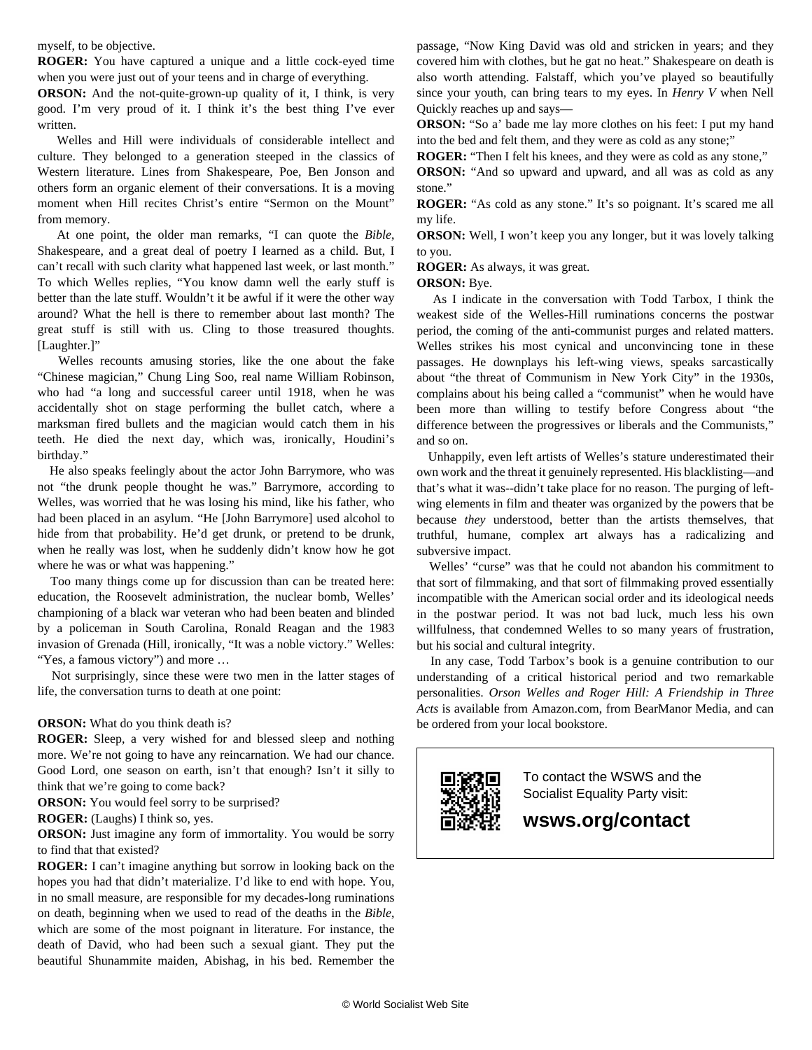myself, to be objective.

**ROGER:** You have captured a unique and a little cock-eyed time when you were just out of your teens and in charge of everything.

**ORSON:** And the not-quite-grown-up quality of it, I think, is very good. I'm very proud of it. I think it's the best thing I've ever written.

Welles and Hill were individuals of considerable intellect and culture. They belonged to a generation steeped in the classics of Western literature. Lines from Shakespeare, Poe, Ben Jonson and others form an organic element of their conversations. It is a moving moment when Hill recites Christ's entire "Sermon on the Mount" from memory.

At one point, the older man remarks, "I can quote the *Bible*, Shakespeare, and a great deal of poetry I learned as a child. But, I can't recall with such clarity what happened last week, or last month." To which Welles replies, "You know damn well the early stuff is better than the late stuff. Wouldn't it be awful if it were the other way around? What the hell is there to remember about last month? The great stuff is still with us. Cling to those treasured thoughts. [Laughter.]"

Welles recounts amusing stories, like the one about the fake "Chinese magician," Chung Ling Soo, real name William Robinson, who had "a long and successful career until 1918, when he was accidentally shot on stage performing the bullet catch, where a marksman fired bullets and the magician would catch them in his teeth. He died the next day, which was, ironically, Houdini's birthday."

He also speaks feelingly about the actor John Barrymore, who was not "the drunk people thought he was." Barrymore, according to Welles, was worried that he was losing his mind, like his father, who had been placed in an asylum. "He [John Barrymore] used alcohol to hide from that probability. He'd get drunk, or pretend to be drunk, when he really was lost, when he suddenly didn't know how he got where he was or what was happening."

Too many things come up for discussion than can be treated here: education, the Roosevelt administration, the nuclear bomb, Welles' championing of a black war veteran who had been beaten and blinded by a policeman in South Carolina, Ronald Reagan and the 1983 invasion of Grenada (Hill, ironically, "It was a noble victory." Welles: "Yes, a famous victory") and more …

Not surprisingly, since these were two men in the latter stages of life, the conversation turns to death at one point:

**ORSON:** What do you think death is?

**ROGER:** Sleep, a very wished for and blessed sleep and nothing more. We're not going to have any reincarnation. We had our chance. Good Lord, one season on earth, isn't that enough? Isn't it silly to think that we're going to come back?

**ORSON:** You would feel sorry to be surprised?

**ROGER:** (Laughs) I think so, yes.

**ORSON:** Just imagine any form of immortality. You would be sorry to find that that existed?

**ROGER:** I can't imagine anything but sorrow in looking back on the hopes you had that didn't materialize. I'd like to end with hope. You, in no small measure, are responsible for my decades-long ruminations on death, beginning when we used to read of the deaths in the *Bible*, which are some of the most poignant in literature. For instance, the death of David, who had been such a sexual giant. They put the beautiful Shunammite maiden, Abishag, in his bed. Remember the passage, "Now King David was old and stricken in years; and they covered him with clothes, but he gat no heat." Shakespeare on death is also worth attending. Falstaff, which you've played so beautifully since your youth, can bring tears to my eyes. In *Henry V* when Nell Quickly reaches up and says—

**ORSON:** "So a' bade me lay more clothes on his feet: I put my hand into the bed and felt them, and they were as cold as any stone;"

**ROGER:** "Then I felt his knees, and they were as cold as any stone,"

**ORSON:** "And so upward and upward, and all was as cold as any stone."

**ROGER:** "As cold as any stone." It's so poignant. It's scared me all my life.

**ORSON:** Well, I won't keep you any longer, but it was lovely talking to you.

**ROGER:** As always, it was great.

**ORSON:** Bye.

As I indicate in the conversation with Todd Tarbox, I think the weakest side of the Welles-Hill ruminations concerns the postwar period, the coming of the anti-communist purges and related matters. Welles strikes his most cynical and unconvincing tone in these passages. He downplays his left-wing views, speaks sarcastically about "the threat of Communism in New York City" in the 1930s, complains about his being called a "communist" when he would have been more than willing to testify before Congress about "the difference between the progressives or liberals and the Communists," and so on.

Unhappily, even left artists of Welles's stature underestimated their own work and the threat it genuinely represented. His blacklisting—and that's what it was--didn't take place for no reason. The purging of left-wing elements in film and theater was organized by the powers that be because *they* understood, better than the artists themselves, that truthful, humane, complex art always has a radicalizing and subversive impact.

Welles' "curse" was that he could not abandon his commitment to that sort of filmmaking, and that sort of filmmaking proved essentially incompatible with the American social order and its ideological needs in the postwar period. It was not bad luck, much less his own willfulness, that condemned Welles to so many years of frustration, but his social and cultural integrity.

In any case, Todd Tarbox's book is a genuine contribution to our understanding of a critical historical period and two remarkable personalities. *Orson Welles and Roger Hill: A Friendship in Three Acts* is available from Amazon.com, from BearManor Media, and can be ordered from your local bookstore.

To contact the WSWS and the Socialist Equality Party visit:

**wsws.org/contact**